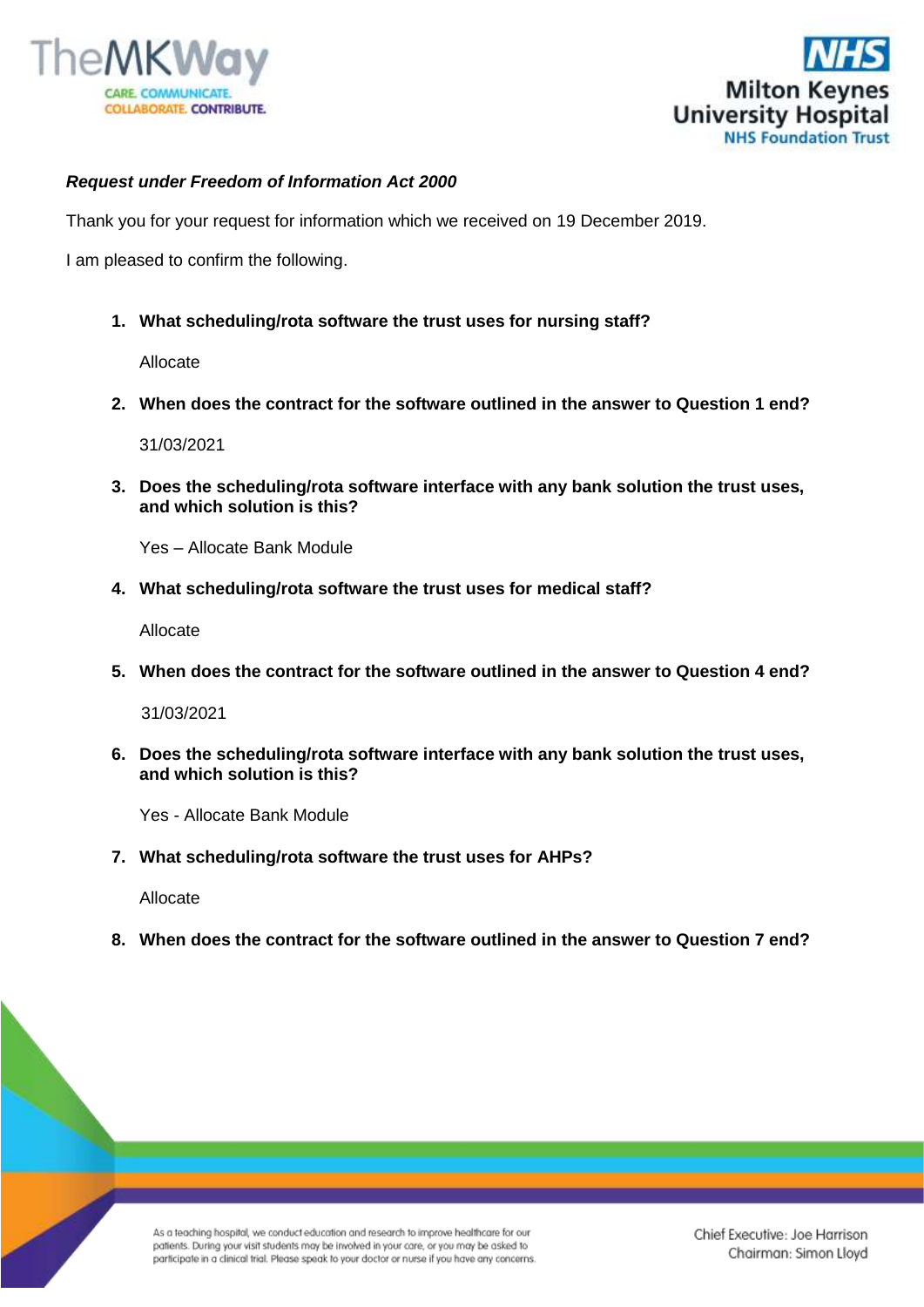***Request under Freedom of Information Act 2000***

Thank you for your request for information which we received on 19 December 2019.

I am pleased to confirm the following.

1. **What scheduling/rota software the trust uses for nursing staff?**

   Allocate

2. **When does the contract for the software outlined in the answer to Question 1 end?**

   31/03/2021

3. **Does the scheduling/rota software interface with any bank solution the trust uses, and which solution is this?**

   Yes – Allocate Bank Module

4. **What scheduling/rota software the trust uses for medical staff?**

   Allocate

5. **When does the contract for the software outlined in the answer to Question 4 end?**

   31/03/2021

6. **Does the scheduling/rota software interface with any bank solution the trust uses, and which solution is this?**

   Yes - Allocate Bank Module

7. **What scheduling/rota software the trust uses for AHPs?**

   Allocate

8. **When does the contract for the software outlined in the answer to Question 7 end?**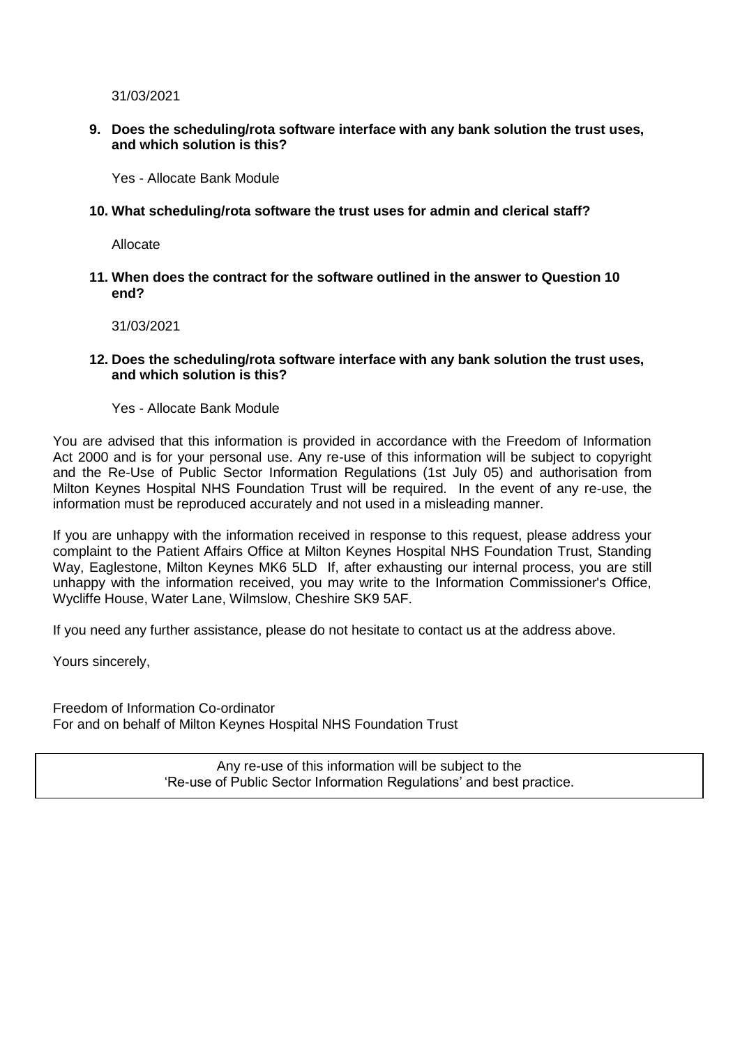31/03/2021

**9. Does the scheduling/rota software interface with any bank solution the trust uses, and which solution is this?**

Yes - Allocate Bank Module

**10. What scheduling/rota software the trust uses for admin and clerical staff?**

Allocate

**11. When does the contract for the software outlined in the answer to Question 10 end?**

31/03/2021

**12. Does the scheduling/rota software interface with any bank solution the trust uses, and which solution is this?**

Yes - Allocate Bank Module

You are advised that this information is provided in accordance with the Freedom of Information Act 2000 and is for your personal use. Any re-use of this information will be subject to copyright and the Re-Use of Public Sector Information Regulations (1st July 05) and authorisation from Milton Keynes Hospital NHS Foundation Trust will be required. In the event of any re-use, the information must be reproduced accurately and not used in a misleading manner.

If you are unhappy with the information received in response to this request, please address your complaint to the Patient Affairs Office at Milton Keynes Hospital NHS Foundation Trust, Standing Way, Eaglestone, Milton Keynes MK6 5LD If, after exhausting our internal process, you are still unhappy with the information received, you may write to the Information Commissioner's Office, Wycliffe House, Water Lane, Wilmslow, Cheshire SK9 5AF.

If you need any further assistance, please do not hesitate to contact us at the address above.

Yours sincerely,

Freedom of Information Co-ordinator
For and on behalf of Milton Keynes Hospital NHS Foundation Trust

Any re-use of this information will be subject to the
'Re-use of Public Sector Information Regulations' and best practice.